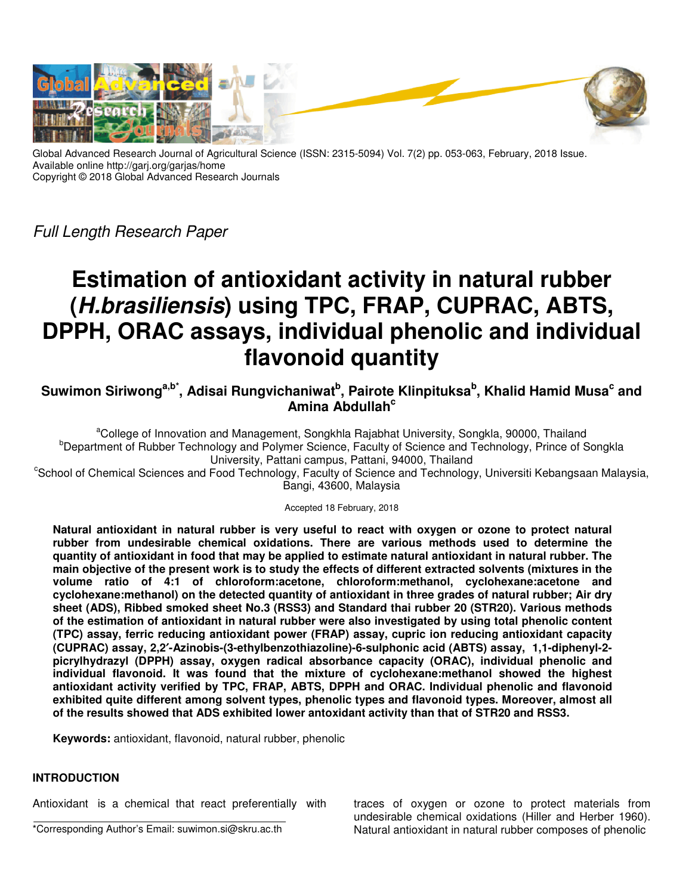Global Advanced Research Journal of Agricultural Science (ISSN: 2315-5094) Vol. 7(2) pp. 053-063, February, 2018 Issue.
Available online http://garj.org/garjas/home
Copyright © 2018 Global Advanced Research Journals

*Full Length Research Paper*

# Estimation of antioxidant activity in natural rubber (*H.brasiliensis*) using TPC, FRAP, CUPRAC, ABTS, DPPH, ORAC assays, individual phenolic and individual flavonoid quantity

**Suwimon Siriwong[a,b*], Adisai Rungvichaniwat[b], Pairote Klinpituksa[b], Khalid Hamid Musa[c] and Amina Abdullah[c]**

[a]College of Innovation and Management, Songkhla Rajabhat University, Songkla, 90000, Thailand
[b]Department of Rubber Technology and Polymer Science, Faculty of Science and Technology, Prince of Songkla University, Pattani campus, Pattani, 94000, Thailand
[c]School of Chemical Sciences and Food Technology, Faculty of Science and Technology, Universiti Kebangsaan Malaysia, Bangi, 43600, Malaysia

Accepted 18 February, 2018

**Natural antioxidant in natural rubber is very useful to react with oxygen or ozone to protect natural rubber from undesirable chemical oxidations. There are various methods used to determine the quantity of antioxidant in food that may be applied to estimate natural antioxidant in natural rubber. The main objective of the present work is to study the effects of different extracted solvents (mixtures in the volume ratio of 4:1 of chloroform:acetone, chloroform:methanol, cyclohexane:acetone and cyclohexane:methanol) on the detected quantity of antioxidant in three grades of natural rubber; Air dry sheet (ADS), Ribbed smoked sheet No.3 (RSS3) and Standard thai rubber 20 (STR20). Various methods of the estimation of antioxidant in natural rubber were also investigated by using total phenolic content (TPC) assay, ferric reducing antioxidant power (FRAP) assay, cupric ion reducing antioxidant capacity (CUPRAC) assay, 2,2′-Azinobis-(3-ethylbenzothiazoline)-6-sulphonic acid (ABTS) assay, 1,1-diphenyl-2-picrylhydrazyl (DPPH) assay, oxygen radical absorbance capacity (ORAC), individual phenolic and individual flavonoid. It was found that the mixture of cyclohexane:methanol showed the highest antioxidant activity verified by TPC, FRAP, ABTS, DPPH and ORAC. Individual phenolic and flavonoid exhibited quite different among solvent types, phenolic types and flavonoid types. Moreover, almost all of the results showed that ADS exhibited lower antoxidant activity than that of STR20 and RSS3.**

**Keywords:** antioxidant, flavonoid, natural rubber, phenolic

## INTRODUCTION

Antioxidant is a chemical that react preferentially with traces of oxygen or ozone to protect materials from undesirable chemical oxidations (Hiller and Herber 1960). Natural antioxidant in natural rubber composes of phenolic

*Corresponding Author's Email: suwimon.si@skru.ac.th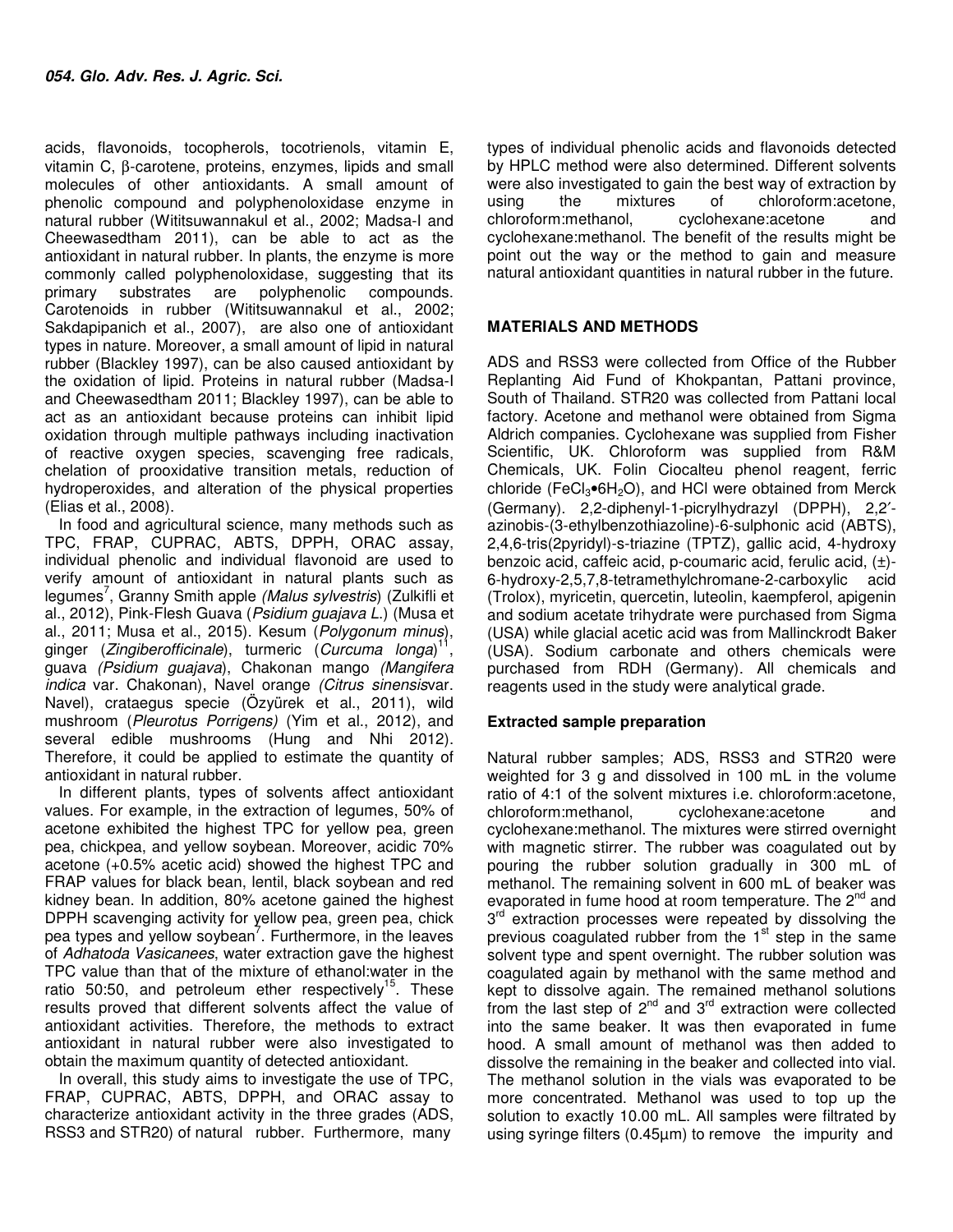acids, flavonoids, tocopherols, tocotrienols, vitamin E, vitamin C, β-carotene, proteins, enzymes, lipids and small molecules of other antioxidants. A small amount of phenolic compound and polyphenoloxidase enzyme in natural rubber (Wititsuwannakul et al., 2002; Madsa-I and Cheewasedtham 2011), can be able to act as the antioxidant in natural rubber. In plants, the enzyme is more commonly called polyphenoloxidase, suggesting that its primary substrates are polyphenolic compounds. Carotenoids in rubber (Wititsuwannakul et al., 2002; Sakdapipanich et al., 2007), are also one of antioxidant types in nature. Moreover, a small amount of lipid in natural rubber (Blackley 1997), can be also caused antioxidant by the oxidation of lipid. Proteins in natural rubber (Madsa-I and Cheewasedtham 2011; Blackley 1997), can be able to act as an antioxidant because proteins can inhibit lipid oxidation through multiple pathways including inactivation of reactive oxygen species, scavenging free radicals, chelation of prooxidative transition metals, reduction of hydroperoxides, and alteration of the physical properties (Elias et al., 2008).

In food and agricultural science, many methods such as TPC, FRAP, CUPRAC, ABTS, DPPH, ORAC assay, individual phenolic and individual flavonoid are used to verify amount of antioxidant in natural plants such as legumes[7], Granny Smith apple *(Malus sylvestris)* (Zulkifli et al., 2012), Pink-Flesh Guava (*Psidium guajava L.*) (Musa et al., 2011; Musa et al., 2015). Kesum (*Polygonum minus*), ginger (*Zingiberofficinale*), turmeric (*Curcuma longa*)[11], guava *(Psidium guajava)*, Chakonan mango *(Mangifera indica* var. Chakonan), Navel orange *(Citrus sinensis*var. Navel), crataegus specie (Özyürek et al., 2011), wild mushroom (*Pleurotus Porrigens)* (Yim et al., 2012), and several edible mushrooms (Hung and Nhi 2012). Therefore, it could be applied to estimate the quantity of antioxidant in natural rubber.

In different plants, types of solvents affect antioxidant values. For example, in the extraction of legumes, 50% of acetone exhibited the highest TPC for yellow pea, green pea, chickpea, and yellow soybean. Moreover, acidic 70% acetone (+0.5% acetic acid) showed the highest TPC and FRAP values for black bean, lentil, black soybean and red kidney bean. In addition, 80% acetone gained the highest DPPH scavenging activity for yellow pea, green pea, chick pea types and yellow soybean[7]. Furthermore, in the leaves of *Adhatoda Vasicanees*, water extraction gave the highest TPC value than that of the mixture of ethanol:water in the ratio 50:50, and petroleum ether respectively[15]. These results proved that different solvents affect the value of antioxidant activities. Therefore, the methods to extract antioxidant in natural rubber were also investigated to obtain the maximum quantity of detected antioxidant.

In overall, this study aims to investigate the use of TPC, FRAP, CUPRAC, ABTS, DPPH, and ORAC assay to characterize antioxidant activity in the three grades (ADS, RSS3 and STR20) of natural rubber. Furthermore, many types of individual phenolic acids and flavonoids detected by HPLC method were also determined. Different solvents were also investigated to gain the best way of extraction by using the mixtures of chloroform:acetone, chloroform:methanol, cyclohexane:acetone and cyclohexane:methanol. The benefit of the results might be point out the way or the method to gain and measure natural antioxidant quantities in natural rubber in the future.

## MATERIALS AND METHODS

ADS and RSS3 were collected from Office of the Rubber Replanting Aid Fund of Khokpantan, Pattani province, South of Thailand. STR20 was collected from Pattani local factory. Acetone and methanol were obtained from Sigma Aldrich companies. Cyclohexane was supplied from Fisher Scientific, UK. Chloroform was supplied from R&M Chemicals, UK. Folin Ciocalteu phenol reagent, ferric chloride ($FeCl_3 \bullet 6H_2O$), and HCl were obtained from Merck (Germany). 2,2-diphenyl-1-picrylhydrazyl (DPPH), 2,2′-azinobis-(3-ethylbenzothiazoline)-6-sulphonic acid (ABTS), 2,4,6-tris(2pyridyl)-s-triazine (TPTZ), gallic acid, 4-hydroxy benzoic acid, caffeic acid, p-coumaric acid, ferulic acid, (±)-6-hydroxy-2,5,7,8-tetramethylchromane-2-carboxylic acid (Trolox), myricetin, quercetin, luteolin, kaempferol, apigenin and sodium acetate trihydrate were purchased from Sigma (USA) while glacial acetic acid was from Mallinckrodt Baker (USA). Sodium carbonate and others chemicals were purchased from RDH (Germany). All chemicals and reagents used in the study were analytical grade.

### Extracted sample preparation

Natural rubber samples; ADS, RSS3 and STR20 were weighted for 3 g and dissolved in 100 mL in the volume ratio of 4:1 of the solvent mixtures i.e. chloroform:acetone, chloroform:methanol, cyclohexane:acetone and cyclohexane:methanol. The mixtures were stirred overnight with magnetic stirrer. The rubber was coagulated out by pouring the rubber solution gradually in 300 mL of methanol. The remaining solvent in 600 mL of beaker was evaporated in fume hood at room temperature. The 2nd and 3rd extraction processes were repeated by dissolving the previous coagulated rubber from the 1st step in the same solvent type and spent overnight. The rubber solution was coagulated again by methanol with the same method and kept to dissolve again. The remained methanol solutions from the last step of 2nd and 3rd extraction were collected into the same beaker. It was then evaporated in fume hood. A small amount of methanol was then added to dissolve the remaining in the beaker and collected into vial. The methanol solution in the vials was evaporated to be more concentrated. Methanol was used to top up the solution to exactly 10.00 mL. All samples were filtrated by using syringe filters (0.45μm) to remove the impurity and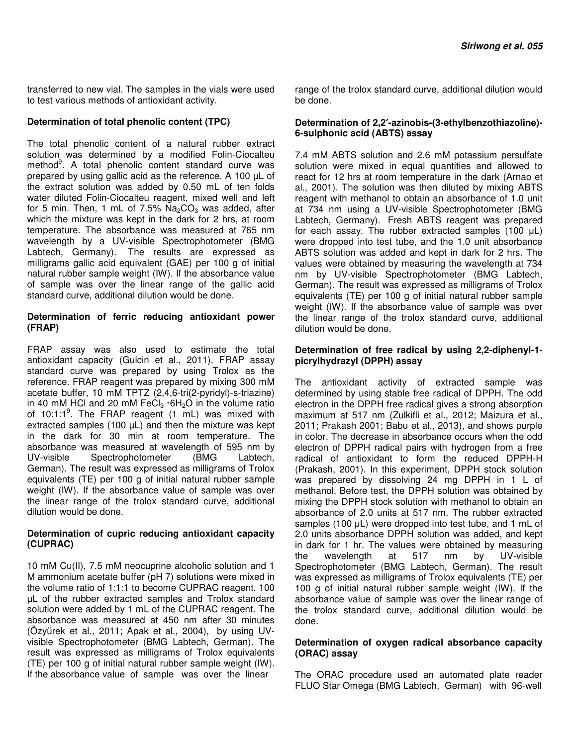transferred to new vial. The samples in the vials were used to test various methods of antioxidant activity.

**Determination of total phenolic content (TPC)**

The total phenolic content of a natural rubber extract solution was determined by a modified Folin-Ciocalteu method[9]. A total phenolic content standard curve was prepared by using gallic acid as the reference. A 100 µL of the extract solution was added by 0.50 mL of ten folds water diluted Folin-Ciocalteu reagent, mixed well and left for 5 min. Then, 1 mL of 7.5% $Na_2CO_3$ was added, after which the mixture was kept in the dark for 2 hrs, at room temperature. The absorbance was measured at 765 nm wavelength by a UV-visible Spectrophotometer (BMG Labtech, Germany). The results are expressed as milligrams gallic acid equivalent (GAE) per 100 g of initial natural rubber sample weight (IW). If the absorbance value of sample was over the linear range of the gallic acid standard curve, additional dilution would be done.

**Determination of ferric reducing antioxidant power (FRAP)**

FRAP assay was also used to estimate the total antioxidant capacity (Gulcin et al., 2011). FRAP assay standard curve was prepared by using Trolox as the reference. FRAP reagent was prepared by mixing 300 mM acetate buffer, 10 mM TPTZ (2,4,6-tri(2-pyridyl)-s-triazine) in 40 mM HCl and 20 mM $FeCl_3 \cdot 6H_2O$ in the volume ratio of 10:1:1[9]. The FRAP reagent (1 mL) was mixed with extracted samples (100 µL) and then the mixture was kept in the dark for 30 min at room temperature. The absorbance was measured at wavelength of 595 nm by UV-visible Spectrophotometer (BMG Labtech, German). The result was expressed as milligrams of Trolox equivalents (TE) per 100 g of initial natural rubber sample weight (IW). If the absorbance value of sample was over the linear range of the trolox standard curve, additional dilution would be done.

**Determination of cupric reducing antioxidant capacity (CUPRAC)**

10 mM Cu(II), 7.5 mM neocuprine alcoholic solution and 1 M ammonium acetate buffer (pH 7) solutions were mixed in the volume ratio of 1:1:1 to become CUPRAC reagent. 100 µL of the rubber extracted samples and Trolox standard solution were added by 1 mL of the CUPRAC reagent. The absorbance was measured at 450 nm after 30 minutes (Özyürek et al., 2011; Apak et al., 2004), by using UV-visible Spectrophotometer (BMG Labtech, German). The result was expressed as milligrams of Trolox equivalents (TE) per 100 g of initial natural rubber sample weight (IW). If the absorbance value of sample was over the linear range of the trolox standard curve, additional dilution would be done.

**Determination of 2,2′-azinobis-(3-ethylbenzothiazoline)-6-sulphonic acid (ABTS) assay**

7.4 mM ABTS solution and 2.6 mM potassium persulfate solution were mixed in equal quantities and allowed to react for 12 hrs at room temperature in the dark (Arnao et al., 2001). The solution was then diluted by mixing ABTS reagent with methanol to obtain an absorbance of 1.0 unit at 734 nm using a UV-visible Spectrophotometer (BMG Labtech, Germany). Fresh ABTS reagent was prepared for each assay. The rubber extracted samples (100 µL) were dropped into test tube, and the 1.0 unit absorbance ABTS solution was added and kept in dark for 2 hrs. The values were obtained by measuring the wavelength at 734 nm by UV-visible Spectrophotometer (BMG Labtech, German). The result was expressed as milligrams of Trolox equivalents (TE) per 100 g of initial natural rubber sample weight (IW). If the absorbance value of sample was over the linear range of the trolox standard curve, additional dilution would be done.

**Determination of free radical by using 2,2-diphenyl-1-picrylhydrazyl (DPPH) assay**

The antioxidant activity of extracted sample was determined by using stable free radical of DPPH. The odd electron in the DPPH free radical gives a strong absorption maximum at 517 nm (Zulkifli et al., 2012; Maizura et al., 2011; Prakash 2001; Babu et al., 2013), and shows purple in color. The decrease in absorbance occurs when the odd electron of DPPH radical pairs with hydrogen from a free radical of antioxidant to form the reduced DPPH-H (Prakash, 2001). In this experiment, DPPH stock solution was prepared by dissolving 24 mg DPPH in 1 L of methanol. Before test, the DPPH solution was obtained by mixing the DPPH stock solution with methanol to obtain an absorbance of 2.0 units at 517 nm. The rubber extracted samples (100 µL) were dropped into test tube, and 1 mL of 2.0 units absorbance DPPH solution was added, and kept in dark for 1 hr. The values were obtained by measuring the wavelength at 517 nm by UV-visible Spectrophotometer (BMG Labtech, German). The result was expressed as milligrams of Trolox equivalents (TE) per 100 g of initial natural rubber sample weight (IW). If the absorbance value of sample was over the linear range of the trolox standard curve, additional dilution would be done.

**Determination of oxygen radical absorbance capacity (ORAC) assay**

The ORAC procedure used an automated plate reader FLUO Star Omega (BMG Labtech, German) with 96-well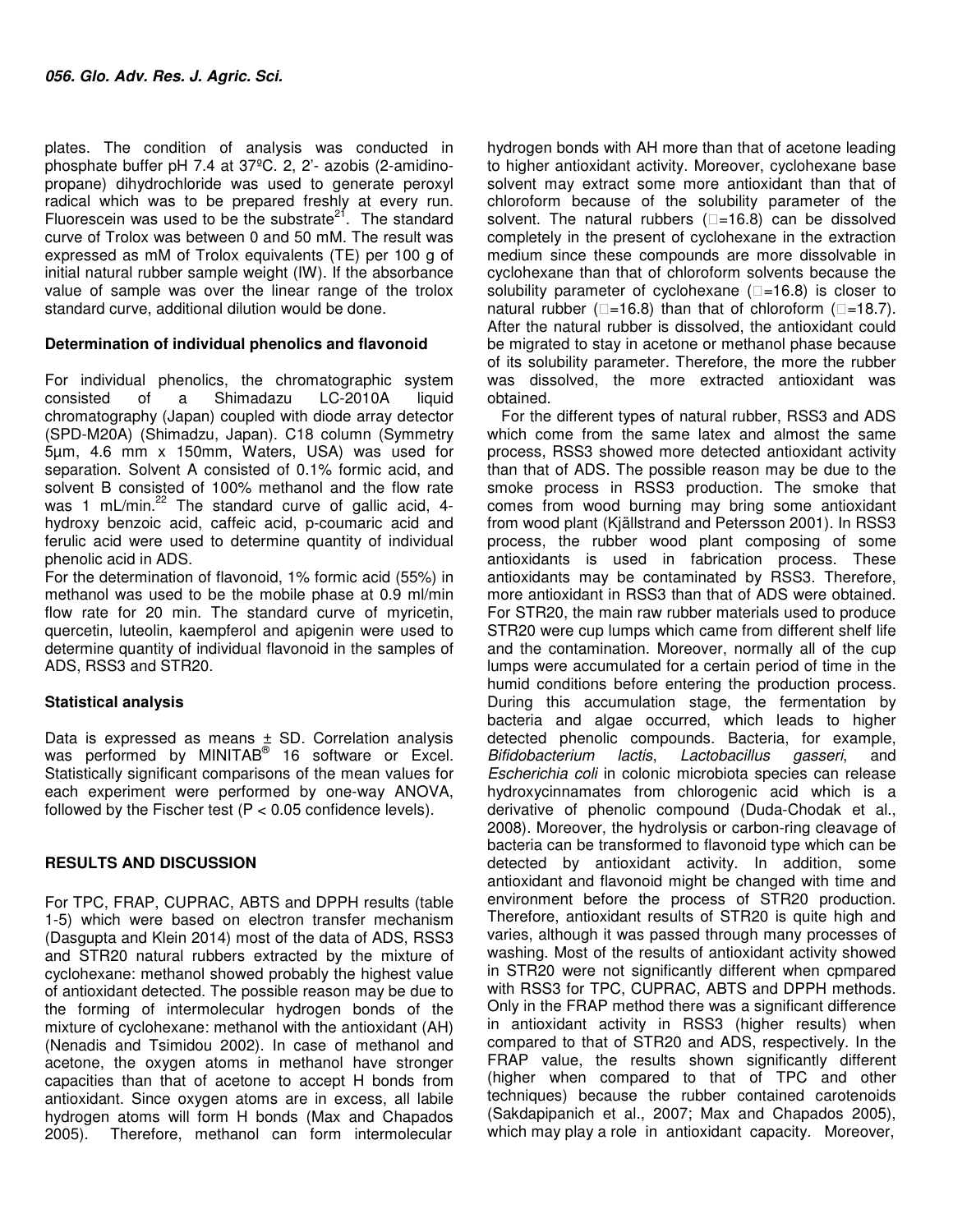plates. The condition of analysis was conducted in phosphate buffer pH 7.4 at 37ºC. 2, 2'- azobis (2-amidino-propane) dihydrochloride was used to generate peroxyl radical which was to be prepared freshly at every run. Fluorescein was used to be the substrate[21]. The standard curve of Trolox was between 0 and 50 mM. The result was expressed as mM of Trolox equivalents (TE) per 100 g of initial natural rubber sample weight (IW). If the absorbance value of sample was over the linear range of the trolox standard curve, additional dilution would be done.

### Determination of individual phenolics and flavonoid

For individual phenolics, the chromatographic system consisted of a Shimadazu LC-2010A liquid chromatography (Japan) coupled with diode array detector (SPD-M20A) (Shimadzu, Japan). C18 column (Symmetry 5µm, 4.6 mm x 150mm, Waters, USA) was used for separation. Solvent A consisted of 0.1% formic acid, and solvent B consisted of 100% methanol and the flow rate was 1 mL/min.[22] The standard curve of gallic acid, 4-hydroxy benzoic acid, caffeic acid, p-coumaric acid and ferulic acid were used to determine quantity of individual phenolic acid in ADS.

For the determination of flavonoid, 1% formic acid (55%) in methanol was used to be the mobile phase at 0.9 ml/min flow rate for 20 min. The standard curve of myricetin, quercetin, luteolin, kaempferol and apigenin were used to determine quantity of individual flavonoid in the samples of ADS, RSS3 and STR20.

### Statistical analysis

Data is expressed as means ± SD. Correlation analysis was performed by MINITAB® 16 software or Excel. Statistically significant comparisons of the mean values for each experiment were performed by one-way ANOVA, followed by the Fischer test ($P < 0.05$ confidence levels).

## RESULTS AND DISCUSSION

For TPC, FRAP, CUPRAC, ABTS and DPPH results (table 1-5) which were based on electron transfer mechanism (Dasgupta and Klein 2014) most of the data of ADS, RSS3 and STR20 natural rubbers extracted by the mixture of cyclohexane: methanol showed probably the highest value of antioxidant detected. The possible reason may be due to the forming of intermolecular hydrogen bonds of the mixture of cyclohexane: methanol with the antioxidant (AH) (Nenadis and Tsimidou 2002). In case of methanol and acetone, the oxygen atoms in methanol have stronger capacities than that of acetone to accept H bonds from antioxidant. Since oxygen atoms are in excess, all labile hydrogen atoms will form H bonds (Max and Chapados 2005). Therefore, methanol can form intermolecular hydrogen bonds with AH more than that of acetone leading to higher antioxidant activity. Moreover, cyclohexane base solvent may extract some more antioxidant than that of chloroform because of the solubility parameter of the solvent. The natural rubbers ($\delta$=16.8) can be dissolved completely in the present of cyclohexane in the extraction medium since these compounds are more dissolvable in cyclohexane than that of chloroform solvents because the solubility parameter of cyclohexane ($\delta$=16.8) is closer to natural rubber ($\delta$=16.8) than that of chloroform ($\delta$=18.7). After the natural rubber is dissolved, the antioxidant could be migrated to stay in acetone or methanol phase because of its solubility parameter. Therefore, the more the rubber was dissolved, the more extracted antioxidant was obtained.

For the different types of natural rubber, RSS3 and ADS which come from the same latex and almost the same process, RSS3 showed more detected antioxidant activity than that of ADS. The possible reason may be due to the smoke process in RSS3 production. The smoke that comes from wood burning may bring some antioxidant from wood plant (Kjällstrand and Petersson 2001). In RSS3 process, the rubber wood plant composing of some antioxidants is used in fabrication process. These antioxidants may be contaminated by RSS3. Therefore, more antioxidant in RSS3 than that of ADS were obtained. For STR20, the main raw rubber materials used to produce STR20 were cup lumps which came from different shelf life and the contamination. Moreover, normally all of the cup lumps were accumulated for a certain period of time in the humid conditions before entering the production process. During this accumulation stage, the fermentation by bacteria and algae occurred, which leads to higher detected phenolic compounds. Bacteria, for example, *Bifidobacterium lactis*, *Lactobacillus gasseri*, and *Escherichia coli* in colonic microbiota species can release hydroxycinnamates from chlorogenic acid which is a derivative of phenolic compound (Duda-Chodak et al., 2008). Moreover, the hydrolysis or carbon-ring cleavage of bacteria can be transformed to flavonoid type which can be detected by antioxidant activity. In addition, some antioxidant and flavonoid might be changed with time and environment before the process of STR20 production. Therefore, antioxidant results of STR20 is quite high and varies, although it was passed through many processes of washing. Most of the results of antioxidant activity showed in STR20 were not significantly different when cpmpared with RSS3 for TPC, CUPRAC, ABTS and DPPH methods. Only in the FRAP method there was a significant difference in antioxidant activity in RSS3 (higher results) when compared to that of STR20 and ADS, respectively. In the FRAP value, the results shown significantly different (higher when compared to that of TPC and other techniques) because the rubber contained carotenoids (Sakdapipanich et al., 2007; Max and Chapados 2005), which may play a role in antioxidant capacity. Moreover,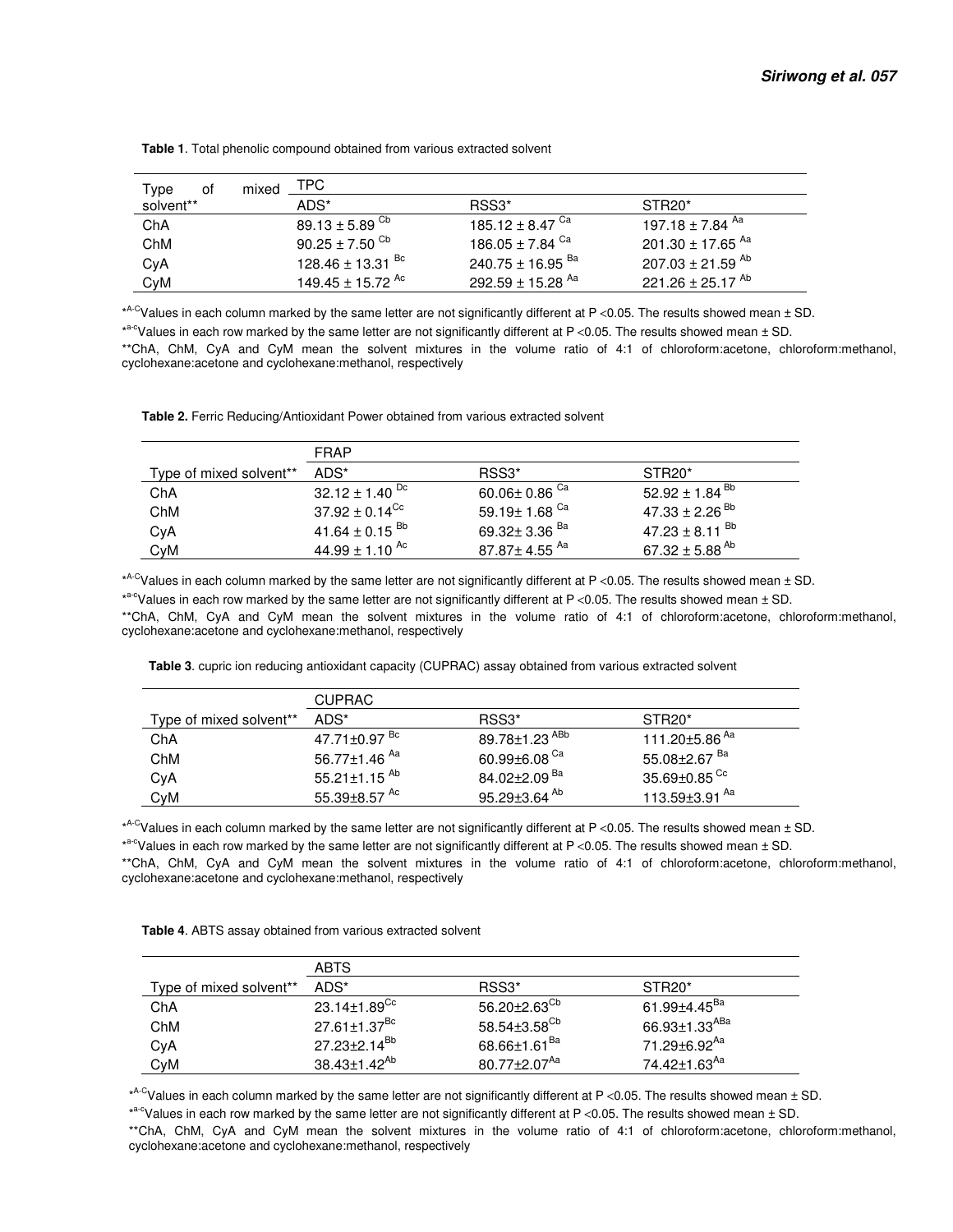**Table 1**. Total phenolic compound obtained from various extracted solvent

| Type of mixed solvent** | TPC | | |
|---|---|---|---|
| | ADS* | RSS3* | STR20* |
| ChA | 89.13 ± 5.89 $^{Cb}$ | 185.12 ± 8.47 $^{Ca}$ | 197.18 ± 7.84 $^{Aa}$ |
| ChM | 90.25 ± 7.50 $^{Cb}$ | 186.05 ± 7.84 $^{Ca}$ | 201.30 ± 17.65 $^{Aa}$ |
| CyA | 128.46 ± 13.31 $^{Bc}$ | 240.75 ± 16.95 $^{Ba}$ | 207.03 ± 21.59 $^{Ab}$ |
| CyM | 149.45 ± 15.72 $^{Ac}$ | 292.59 ± 15.28 $^{Aa}$ | 221.26 ± 25.17 $^{Ab}$ |

*$^{A\text{-}C}$Values in each column marked by the same letter are not significantly different at P <0.05. The results showed mean ± SD.

*$^{a\text{-}c}$Values in each row marked by the same letter are not significantly different at P <0.05. The results showed mean ± SD.

**ChA, ChM, CyA and CyM mean the solvent mixtures in the volume ratio of 4:1 of chloroform:acetone, chloroform:methanol, cyclohexane:acetone and cyclohexane:methanol, respectively

**Table 2.** Ferric Reducing/Antioxidant Power obtained from various extracted solvent

| | FRAP | | |
|---|---|---|---|
| Type of mixed solvent** | ADS* | RSS3* | STR20* |
| ChA | 32.12 ± 1.40 $^{Dc}$ | 60.06± 0.86 $^{Ca}$ | 52.92 ± 1.84 $^{Bb}$ |
| ChM | 37.92 ± 0.14$^{Cc}$ | 59.19± 1.68 $^{Ca}$ | 47.33 ± 2.26 $^{Bb}$ |
| CyA | 41.64 ± 0.15 $^{Bb}$ | 69.32± 3.36 $^{Ba}$ | 47.23 ± 8.11 $^{Bb}$ |
| CyM | 44.99 ± 1.10 $^{Ac}$ | 87.87± 4.55 $^{Aa}$ | 67.32 ± 5.88 $^{Ab}$ |

*$^{A\text{-}C}$Values in each column marked by the same letter are not significantly different at P <0.05. The results showed mean ± SD.

*$^{a\text{-}c}$Values in each row marked by the same letter are not significantly different at P <0.05. The results showed mean ± SD.

**ChA, ChM, CyA and CyM mean the solvent mixtures in the volume ratio of 4:1 of chloroform:acetone, chloroform:methanol, cyclohexane:acetone and cyclohexane:methanol, respectively

**Table 3**. cupric ion reducing antioxidant capacity (CUPRAC) assay obtained from various extracted solvent

| | CUPRAC | | |
|---|---|---|---|
| Type of mixed solvent** | ADS* | RSS3* | STR20* |
| ChA | 47.71±0.97 $^{Bc}$ | 89.78±1.23 $^{ABb}$ | 111.20±5.86 $^{Aa}$ |
| ChM | 56.77±1.46 $^{Aa}$ | 60.99±6.08 $^{Ca}$ | 55.08±2.67 $^{Ba}$ |
| CyA | 55.21±1.15 $^{Ab}$ | 84.02±2.09 $^{Ba}$ | 35.69±0.85 $^{Cc}$ |
| CyM | 55.39±8.57 $^{Ac}$ | 95.29±3.64 $^{Ab}$ | 113.59±3.91 $^{Aa}$ |

*$^{A\text{-}C}$Values in each column marked by the same letter are not significantly different at P <0.05. The results showed mean ± SD.

*$^{a\text{-}c}$Values in each row marked by the same letter are not significantly different at P <0.05. The results showed mean ± SD.

**ChA, ChM, CyA and CyM mean the solvent mixtures in the volume ratio of 4:1 of chloroform:acetone, chloroform:methanol, cyclohexane:acetone and cyclohexane:methanol, respectively

**Table 4**. ABTS assay obtained from various extracted solvent

| | ABTS | | |
|---|---|---|---|
| Type of mixed solvent** | ADS* | RSS3* | STR20* |
| ChA | 23.14±1.89$^{Cc}$ | 56.20±2.63$^{Cb}$ | 61.99±4.45$^{Ba}$ |
| ChM | 27.61±1.37$^{Bc}$ | 58.54±3.58$^{Cb}$ | 66.93±1.33$^{ABa}$ |
| CyA | 27.23±2.14$^{Bb}$ | 68.66±1.61$^{Ba}$ | 71.29±6.92$^{Aa}$ |
| CyM | 38.43±1.42$^{Ab}$ | 80.77±2.07$^{Aa}$ | 74.42±1.63$^{Aa}$ |

*$^{A\text{-}C}$Values in each column marked by the same letter are not significantly different at P <0.05. The results showed mean ± SD.

*$^{a\text{-}c}$Values in each row marked by the same letter are not significantly different at P <0.05. The results showed mean ± SD.

**ChA, ChM, CyA and CyM mean the solvent mixtures in the volume ratio of 4:1 of chloroform:acetone, chloroform:methanol, cyclohexane:acetone and cyclohexane:methanol, respectively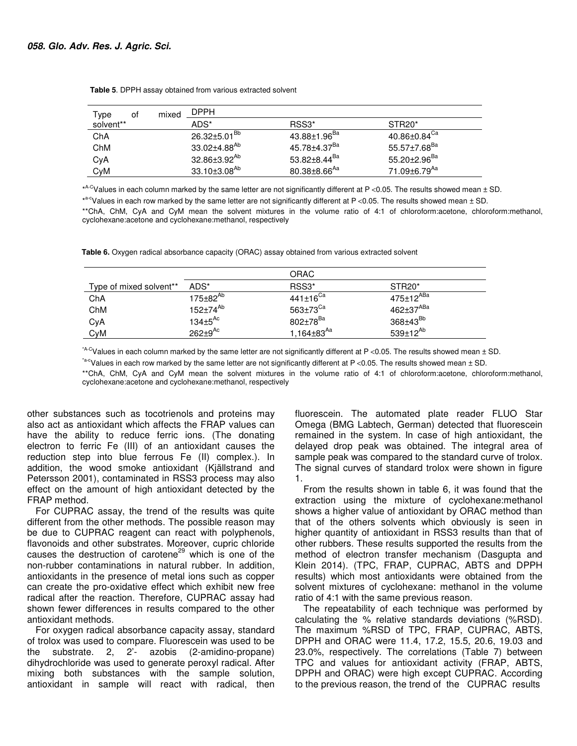**Table 5**. DPPH assay obtained from various extracted solvent

| Type of mixed solvent** | DPPH | | |
|---|---|---|---|
| | ADS* | RSS3* | STR20* |
| ChA | 26.32±5.01$^{Bb}$ | 43.88±1.96$^{Ba}$ | 40.86±0.84$^{Ca}$ |
| ChM | 33.02±4.88$^{Ab}$ | 45.78±4.37$^{Ba}$ | 55.57±7.68$^{Ba}$ |
| CyA | 32.86±3.92$^{Ab}$ | 53.82±8.44$^{Ba}$ | 55.20±2.96$^{Ba}$ |
| CyM | 33.10±3.08$^{Ab}$ | 80.38±8.66$^{Aa}$ | 71.09±6.79$^{Aa}$ |

*$^{A-C}$Values in each column marked by the same letter are not significantly different at P <0.05. The results showed mean ± SD.

*$^{a-c}$Values in each row marked by the same letter are not significantly different at P <0.05. The results showed mean ± SD.

**ChA, ChM, CyA and CyM mean the solvent mixtures in the volume ratio of 4:1 of chloroform:acetone, chloroform:methanol, cyclohexane:acetone and cyclohexane:methanol, respectively

**Table 6.** Oxygen radical absorbance capacity (ORAC) assay obtained from various extracted solvent

| | ORAC | | |
|---|---|---|---|
| Type of mixed solvent** | ADS* | RSS3* | STR20* |
| ChA | 175±82$^{Ab}$ | 441±16$^{Ca}$ | 475±12$^{ABa}$ |
| ChM | 152±74$^{Ab}$ | 563±73$^{Ca}$ | 462±37$^{ABa}$ |
| CyA | 134±5$^{Ac}$ | 802±78$^{Ba}$ | 368±43$^{Bb}$ |
| CyM | 262±9$^{Ac}$ | 1,164±83$^{Aa}$ | 539±12$^{Ab}$ |

*$^{A-C}$Values in each column marked by the same letter are not significantly different at P <0.05. The results showed mean ± SD.

*$^{a-c}$Values in each row marked by the same letter are not significantly different at P <0.05. The results showed mean ± SD.

**ChA, ChM, CyA and CyM mean the solvent mixtures in the volume ratio of 4:1 of chloroform:acetone, chloroform:methanol, cyclohexane:acetone and cyclohexane:methanol, respectively

other substances such as tocotrienols and proteins may also act as antioxidant which affects the FRAP values can have the ability to reduce ferric ions. (The donating electron to ferric Fe (III) of an antioxidant causes the reduction step into blue ferrous Fe (II) complex.). In addition, the wood smoke antioxidant (Kjällstrand and Petersson 2001), contaminated in RSS3 process may also effect on the amount of high antioxidant detected by the FRAP method.

For CUPRAC assay, the trend of the results was quite different from the other methods. The possible reason may be due to CUPRAC reagent can react with polyphenols, flavonoids and other substrates. Moreover, cupric chloride causes the destruction of carotene[29] which is one of the non-rubber contaminations in natural rubber. In addition, antioxidants in the presence of metal ions such as copper can create the pro-oxidative effect which exhibit new free radical after the reaction. Therefore, CUPRAC assay had shown fewer differences in results compared to the other antioxidant methods.

For oxygen radical absorbance capacity assay, standard of trolox was used to compare. Fluorescein was used to be the substrate. 2, 2'- azobis (2-amidino-propane) dihydrochloride was used to generate peroxyl radical. After mixing both substances with the sample solution, antioxidant in sample will react with radical, then fluorescein. The automated plate reader FLUO Star Omega (BMG Labtech, German) detected that fluorescein remained in the system. In case of high antioxidant, the delayed drop peak was obtained. The integral area of sample peak was compared to the standard curve of trolox. The signal curves of standard trolox were shown in figure 1.

From the results shown in table 6, it was found that the extraction using the mixture of cyclohexane:methanol shows a higher value of antioxidant by ORAC method than that of the others solvents which obviously is seen in higher quantity of antioxidant in RSS3 results than that of other rubbers. These results supported the results from the method of electron transfer mechanism (Dasgupta and Klein 2014). (TPC, FRAP, CUPRAC, ABTS and DPPH results) which most antioxidants were obtained from the solvent mixtures of cyclohexane: methanol in the volume ratio of 4:1 with the same previous reason.

The repeatability of each technique was performed by calculating the % relative standards deviations (%RSD). The maximum %RSD of TPC, FRAP, CUPRAC, ABTS, DPPH and ORAC were 11.4, 17.2, 15.5, 20.6, 19.03 and 23.0%, respectively. The correlations (Table 7) between TPC and values for antioxidant activity (FRAP, ABTS, DPPH and ORAC) were high except CUPRAC. According to the previous reason, the trend of the CUPRAC results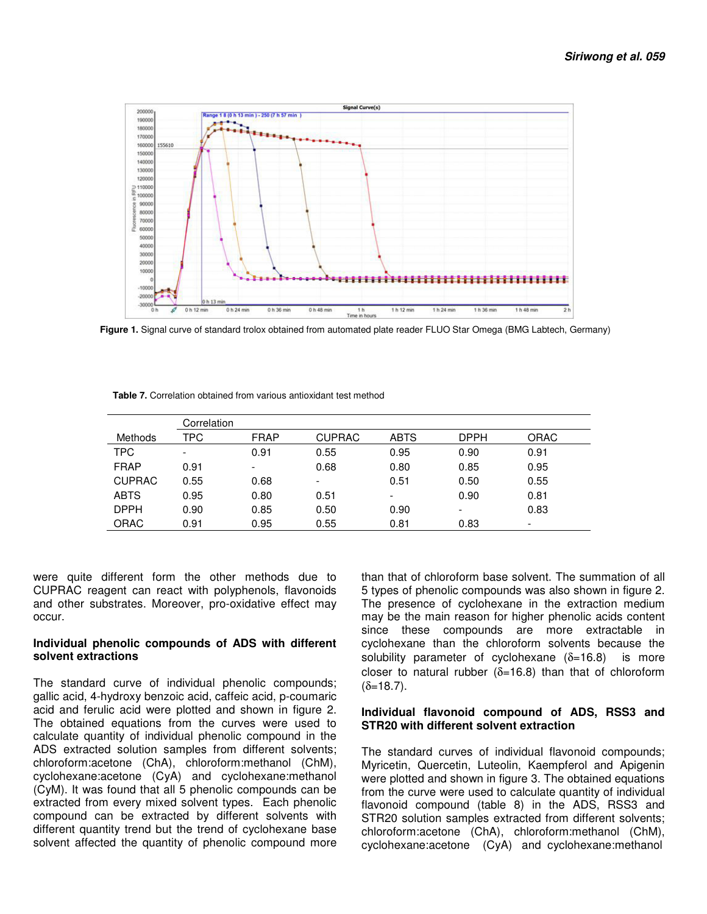Figure 1. Signal curve of standard trolox obtained from automated plate reader FLUO Star Omega (BMG Labtech, Germany)

**Table 7.** Correlation obtained from various antioxidant test method

| Methods | Correlation TPC | FRAP | CUPRAC | ABTS | DPPH | ORAC |
|---|---|---|---|---|---|---|
| TPC | - | 0.91 | 0.55 | 0.95 | 0.90 | 0.91 |
| FRAP | 0.91 | - | 0.68 | 0.80 | 0.85 | 0.95 |
| CUPRAC | 0.55 | 0.68 | - | 0.51 | 0.50 | 0.55 |
| ABTS | 0.95 | 0.80 | 0.51 | - | 0.90 | 0.81 |
| DPPH | 0.90 | 0.85 | 0.50 | 0.90 | - | 0.83 |
| ORAC | 0.91 | 0.95 | 0.55 | 0.81 | 0.83 | - |

were quite different form the other methods due to CUPRAC reagent can react with polyphenols, flavonoids and other substrates. Moreover, pro-oxidative effect may occur.

**Individual phenolic compounds of ADS with different solvent extractions**

The standard curve of individual phenolic compounds; gallic acid, 4-hydroxy benzoic acid, caffeic acid, p-coumaric acid and ferulic acid were plotted and shown in figure 2. The obtained equations from the curves were used to calculate quantity of individual phenolic compound in the ADS extracted solution samples from different solvents; chloroform:acetone (ChA), chloroform:methanol (ChM), cyclohexane:acetone (CyA) and cyclohexane:methanol (CyM). It was found that all 5 phenolic compounds can be extracted from every mixed solvent types. Each phenolic compound can be extracted by different solvents with different quantity trend but the trend of cyclohexane base solvent affected the quantity of phenolic compound more than that of chloroform base solvent. The summation of all 5 types of phenolic compounds was also shown in figure 2. The presence of cyclohexane in the extraction medium may be the main reason for higher phenolic acids content since these compounds are more extractable in cyclohexane than the chloroform solvents because the solubility parameter of cyclohexane ($\delta$=16.8) is more closer to natural rubber ($\delta$=16.8) than that of chloroform ($\delta$=18.7).

**Individual flavonoid compound of ADS, RSS3 and STR20 with different solvent extraction**

The standard curves of individual flavonoid compounds; Myricetin, Quercetin, Luteolin, Kaempferol and Apigenin were plotted and shown in figure 3. The obtained equations from the curve were used to calculate quantity of individual flavonoid compound (table 8) in the ADS, RSS3 and STR20 solution samples extracted from different solvents; chloroform:acetone (ChA), chloroform:methanol (ChM), cyclohexane:acetone (CyA) and cyclohexane:methanol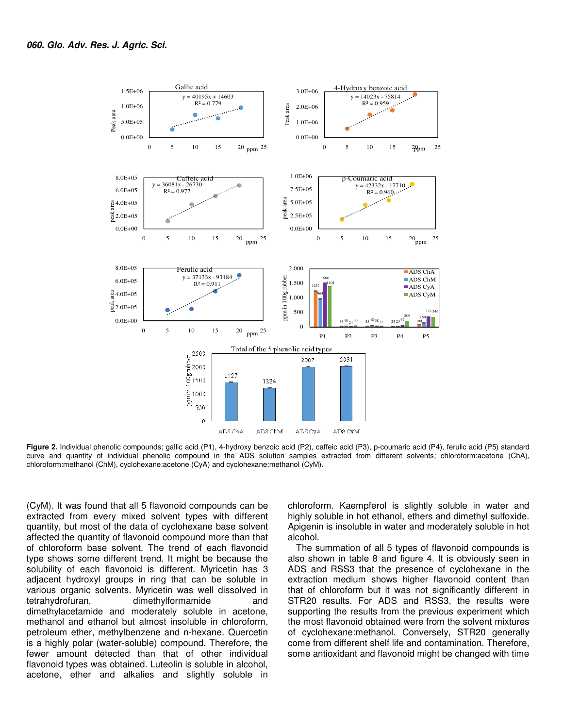**Figure 2.** Individual phenolic compounds; gallic acid (P1), 4-hydroxy benzoic acid (P2), caffeic acid (P3), p-coumaric acid (P4), ferulic acid (P5) standard curve and quantity of individual phenolic compound in the ADS solution samples extracted from different solvents; chloroform:acetone (ChA), chloroform:methanol (ChM), cyclohexane:acetone (CyA) and cyclohexane:methanol (CyM).

(CyM). It was found that all 5 flavonoid compounds can be extracted from every mixed solvent types with different quantity, but most of the data of cyclohexane base solvent affected the quantity of flavonoid compound more than that of chloroform base solvent. The trend of each flavonoid type shows some different trend. It might be because the solubility of each flavonoid is different. Myricetin has 3 adjacent hydroxyl groups in ring that can be soluble in various organic solvents. Myricetin was well dissolved in tetrahydrofuran, dimethylformamide and dimethylacetamide and moderately soluble in acetone, methanol and ethanol but almost insoluble in chloroform, petroleum ether, methylbenzene and n-hexane. Quercetin is a highly polar (water-soluble) compound. Therefore, the fewer amount detected than that of other individual flavonoid types was obtained. Luteolin is soluble in alcohol, acetone, ether and alkalies and slightly soluble in chloroform. Kaempferol is slightly soluble in water and highly soluble in hot ethanol, ethers and dimethyl sulfoxide. Apigenin is insoluble in water and moderately soluble in hot alcohol.

The summation of all 5 types of flavonoid compounds is also shown in table 8 and figure 4. It is obviously seen in ADS and RSS3 that the presence of cyclohexane in the extraction medium shows higher flavonoid content than that of chloroform but it was not significantly different in STR20 results. For ADS and RSS3, the results were supporting the results from the previous experiment which the most flavonoid obtained were from the solvent mixtures of cyclohexane:methanol. Conversely, STR20 generally come from different shelf life and contamination. Therefore, some antioxidant and flavonoid might be changed with time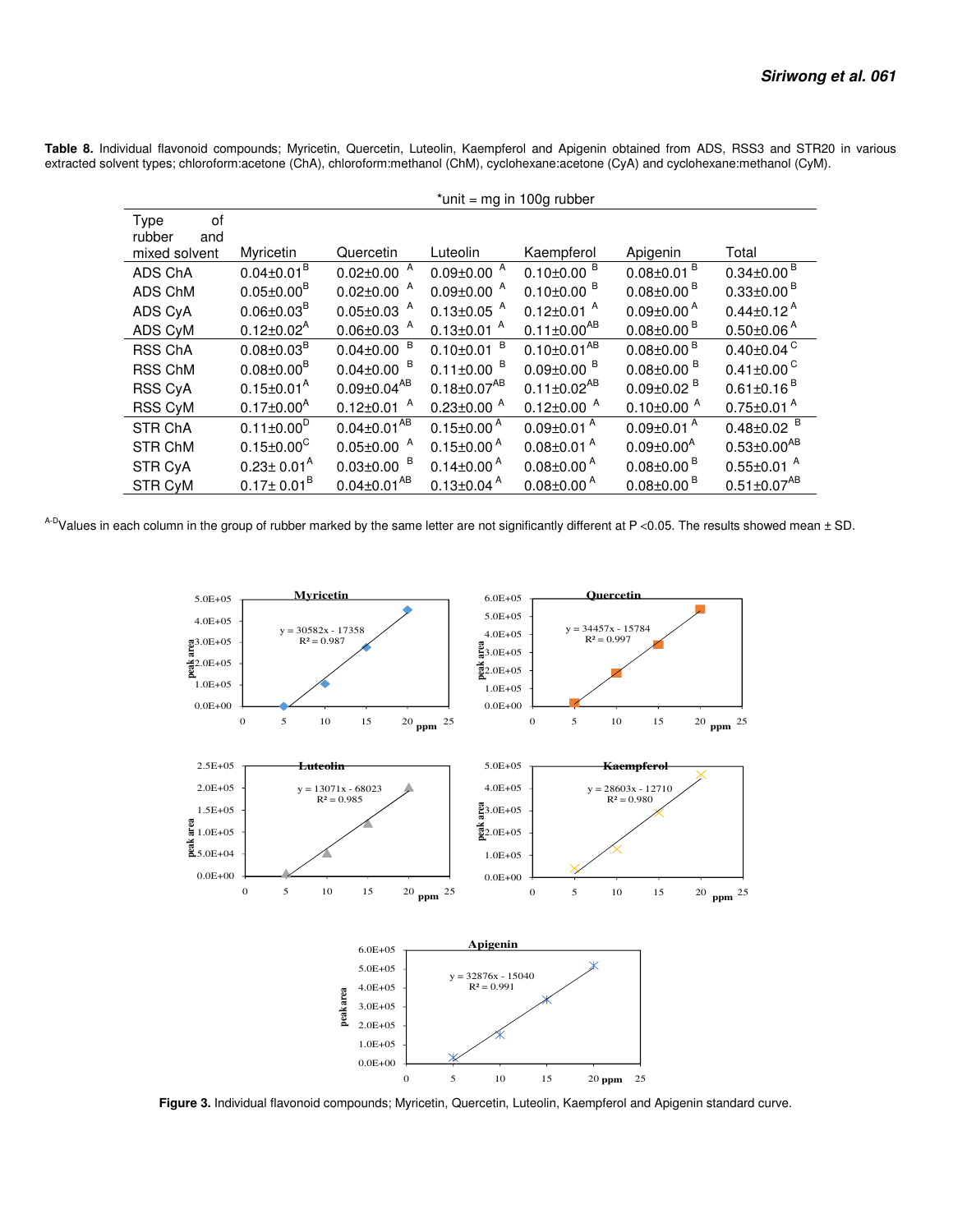**Table 8.** Individual flavonoid compounds; Myricetin, Quercetin, Luteolin, Kaempferol and Apigenin obtained from ADS, RSS3 and STR20 in various extracted solvent types; chloroform:acetone (ChA), chloroform:methanol (ChM), cyclohexane:acetone (CyA) and cyclohexane:methanol (CyM).

| | *unit = mg in 100g rubber | | | | | |
|---|---|---|---|---|---|---|
| Type of rubber and mixed solvent | Myricetin | Quercetin | Luteolin | Kaempferol | Apigenin | Total |
| ADS ChA | 0.04±0.01 $^{B}$ | 0.02±0.00 $^{A}$ | 0.09±0.00 $^{A}$ | 0.10±0.00 $^{B}$ | 0.08±0.01 $^{B}$ | 0.34±0.00 $^{B}$ |
| ADS ChM | 0.05±0.00 $^{B}$ | 0.02±0.00 $^{A}$ | 0.09±0.00 $^{A}$ | 0.10±0.00 $^{B}$ | 0.08±0.00 $^{B}$ | 0.33±0.00 $^{B}$ |
| ADS CyA | 0.06±0.03 $^{B}$ | 0.05±0.03 $^{A}$ | 0.13±0.05 $^{A}$ | 0.12±0.01 $^{A}$ | 0.09±0.00 $^{A}$ | 0.44±0.12 $^{A}$ |
| ADS CyM | 0.12±0.02 $^{A}$ | 0.06±0.03 $^{A}$ | 0.13±0.01 $^{A}$ | 0.11±0.00 $^{AB}$ | 0.08±0.00 $^{B}$ | 0.50±0.06 $^{A}$ |
| RSS ChA | 0.08±0.03 $^{B}$ | 0.04±0.00 $^{B}$ | 0.10±0.01 $^{B}$ | 0.10±0.01 $^{AB}$ | 0.08±0.00 $^{B}$ | 0.40±0.04 $^{C}$ |
| RSS ChM | 0.08±0.00 $^{B}$ | 0.04±0.00 $^{B}$ | 0.11±0.00 $^{B}$ | 0.09±0.00 $^{B}$ | 0.08±0.00 $^{B}$ | 0.41±0.00 $^{C}$ |
| RSS CyA | 0.15±0.01 $^{A}$ | 0.09±0.04 $^{AB}$ | 0.18±0.07 $^{AB}$ | 0.11±0.02 $^{AB}$ | 0.09±0.02 $^{B}$ | 0.61±0.16 $^{B}$ |
| RSS CyM | 0.17±0.00 $^{A}$ | 0.12±0.01 $^{A}$ | 0.23±0.00 $^{A}$ | 0.12±0.00 $^{A}$ | 0.10±0.00 $^{A}$ | 0.75±0.01 $^{A}$ |
| STR ChA | 0.11±0.00 $^{D}$ | 0.04±0.01 $^{AB}$ | 0.15±0.00 $^{A}$ | 0.09±0.01 $^{A}$ | 0.09±0.01 $^{A}$ | 0.48±0.02 $^{B}$ |
| STR ChM | 0.15±0.00 $^{C}$ | 0.05±0.00 $^{A}$ | 0.15±0.00 $^{A}$ | 0.08±0.01 $^{A}$ | 0.09±0.00 $^{A}$ | 0.53±0.00 $^{AB}$ |
| STR CyA | 0.23± 0.01 $^{A}$ | 0.03±0.00 $^{B}$ | 0.14±0.00 $^{A}$ | 0.08±0.00 $^{A}$ | 0.08±0.00 $^{B}$ | 0.55±0.01 $^{A}$ |
| STR CyM | 0.17± 0.01 $^{B}$ | 0.04±0.01 $^{AB}$ | 0.13±0.04 $^{A}$ | 0.08±0.00 $^{A}$ | 0.08±0.00 $^{B}$ | 0.51±0.07 $^{AB}$ |

$^{A-D}$Values in each column in the group of rubber marked by the same letter are not significantly different at $P < 0.05$. The results showed mean ± SD.

**Figure 3.** Individual flavonoid compounds; Myricetin, Quercetin, Luteolin, Kaempferol and Apigenin standard curve.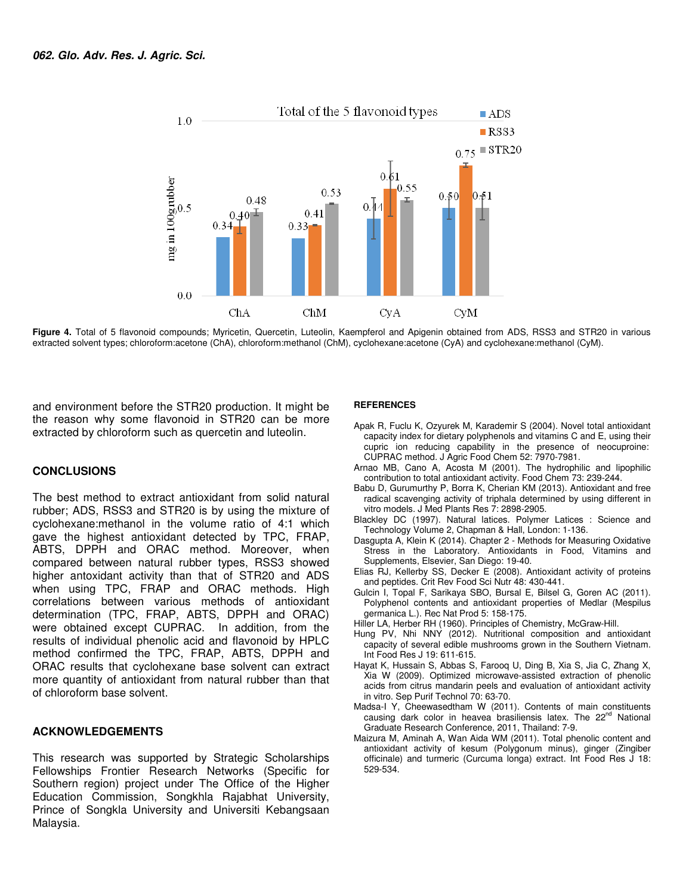Figure 4. Total of 5 flavonoid compounds; Myricetin, Quercetin, Luteolin, Kaempferol and Apigenin obtained from ADS, RSS3 and STR20 in various extracted solvent types; chloroform:acetone (ChA), chloroform:methanol (ChM), cyclohexane:acetone (CyA) and cyclohexane:methanol (CyM).

and environment before the STR20 production. It might be the reason why some flavonoid in STR20 can be more extracted by chloroform such as quercetin and luteolin.

## CONCLUSIONS

The best method to extract antioxidant from solid natural rubber; ADS, RSS3 and STR20 is by using the mixture of cyclohexane:methanol in the volume ratio of 4:1 which gave the highest antioxidant detected by TPC, FRAP, ABTS, DPPH and ORAC method. Moreover, when compared between natural rubber types, RSS3 showed higher antoxidant activity than that of STR20 and ADS when using TPC, FRAP and ORAC methods. High correlations between various methods of antioxidant determination (TPC, FRAP, ABTS, DPPH and ORAC) were obtained except CUPRAC. In addition, from the results of individual phenolic acid and flavonoid by HPLC method confirmed the TPC, FRAP, ABTS, DPPH and ORAC results that cyclohexane base solvent can extract more quantity of antioxidant from natural rubber than that of chloroform base solvent.

## ACKNOWLEDGEMENTS

This research was supported by Strategic Scholarships Fellowships Frontier Research Networks (Specific for Southern region) project under The Office of the Higher Education Commission, Songkhla Rajabhat University, Prince of Songkla University and Universiti Kebangsaan Malaysia.

## REFERENCES

Apak R, Fuclu K, Ozyurek M, Karademir S (2004). Novel total antioxidant capacity index for dietary polyphenols and vitamins C and E, using their cupric ion reducing capability in the presence of neocuproine: CUPRAC method. J Agric Food Chem 52: 7970-7981.

Arnao MB, Cano A, Acosta M (2001). The hydrophilic and lipophilic contribution to total antioxidant activity. Food Chem 73: 239-244.

Babu D, Gurumurthy P, Borra K, Cherian KM (2013). Antioxidant and free radical scavenging activity of triphala determined by using different in vitro models. J Med Plants Res 7: 2898-2905.

Blackley DC (1997). Natural latices. Polymer Latices : Science and Technology Volume 2, Chapman & Hall, London: 1-136.

Dasgupta A, Klein K (2014). Chapter 2 - Methods for Measuring Oxidative Stress in the Laboratory. Antioxidants in Food, Vitamins and Supplements, Elsevier, San Diego: 19-40.

Elias RJ, Kellerby SS, Decker E (2008). Antioxidant activity of proteins and peptides. Crit Rev Food Sci Nutr 48: 430-441.

Gulcin I, Topal F, Sarikaya SBO, Bursal E, Bilsel G, Goren AC (2011). Polyphenol contents and antioxidant properties of Medlar (Mespilus germanica L.). Rec Nat Prod 5: 158-175.

Hiller LA, Herber RH (1960). Principles of Chemistry, McGraw-Hill.

Hung PV, Nhi NNY (2012). Nutritional composition and antioxidant capacity of several edible mushrooms grown in the Southern Vietnam. Int Food Res J 19: 611-615.

Hayat K, Hussain S, Abbas S, Farooq U, Ding B, Xia S, Jia C, Zhang X, Xia W (2009). Optimized microwave-assisted extraction of phenolic acids from citrus mandarin peels and evaluation of antioxidant activity in vitro. Sep Purif Technol 70: 63-70.

Madsa-I Y, Cheewasedtham W (2011). Contents of main constituents causing dark color in heavea brasiliensis latex. The 22nd National Graduate Research Conference, 2011, Thailand: 7-9.

Maizura M, Aminah A, Wan Aida WM (2011). Total phenolic content and antioxidant activity of kesum (Polygonum minus), ginger (Zingiber officinale) and turmeric (Curcuma longa) extract. Int Food Res J 18: 529-534.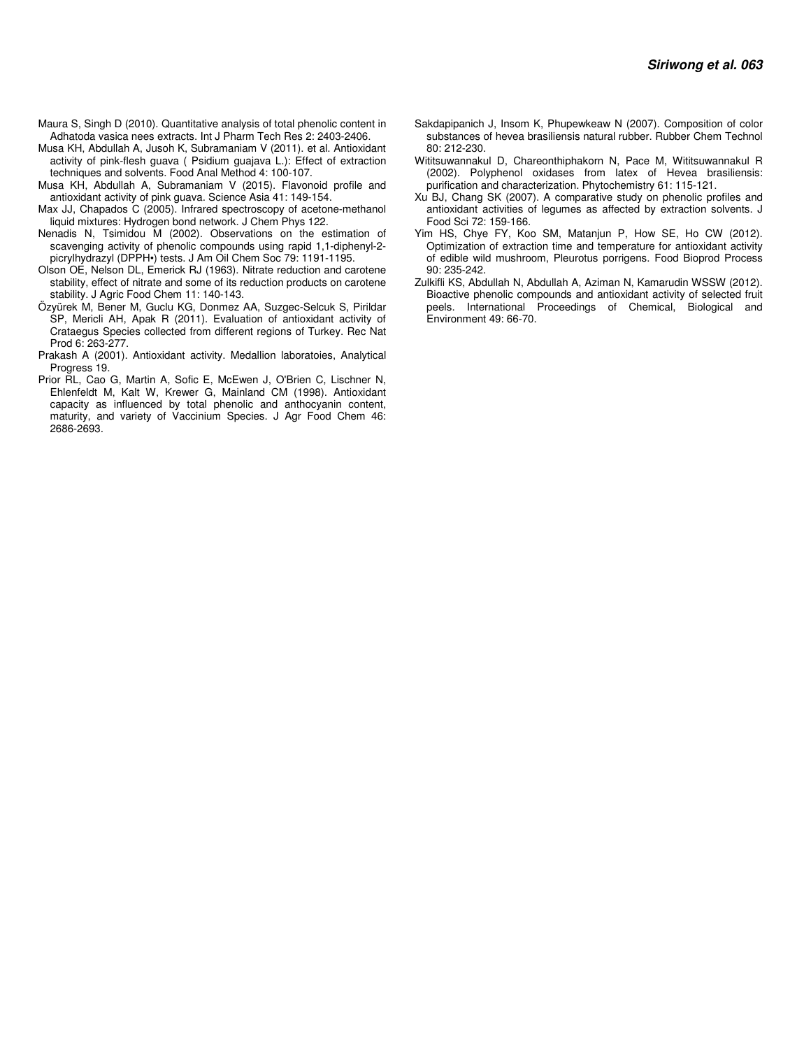Maura S, Singh D (2010). Quantitative analysis of total phenolic content in Adhatoda vasica nees extracts. Int J Pharm Tech Res 2: 2403-2406.

Musa KH, Abdullah A, Jusoh K, Subramaniam V (2011). et al. Antioxidant activity of pink-flesh guava ( Psidium guajava L.): Effect of extraction techniques and solvents. Food Anal Method 4: 100-107.

Musa KH, Abdullah A, Subramaniam V (2015). Flavonoid profile and antioxidant activity of pink guava. Science Asia 41: 149-154.

Max JJ, Chapados C (2005). Infrared spectroscopy of acetone-methanol liquid mixtures: Hydrogen bond network. J Chem Phys 122.

Nenadis N, Tsimidou M (2002). Observations on the estimation of scavenging activity of phenolic compounds using rapid 1,1-diphenyl-2-picrylhydrazyl (DPPH•) tests. J Am Oil Chem Soc 79: 1191-1195.

Olson OE, Nelson DL, Emerick RJ (1963). Nitrate reduction and carotene stability, effect of nitrate and some of its reduction products on carotene stability. J Agric Food Chem 11: 140-143.

Özyürek M, Bener M, Guclu KG, Donmez AA, Suzgec-Selcuk S, Pirildar SP, Mericli AH, Apak R (2011). Evaluation of antioxidant activity of Crataegus Species collected from different regions of Turkey. Rec Nat Prod 6: 263-277.

Prakash A (2001). Antioxidant activity. Medallion laboratoies, Analytical Progress 19.

Prior RL, Cao G, Martin A, Sofic E, McEwen J, O'Brien C, Lischner N, Ehlenfeldt M, Kalt W, Krewer G, Mainland CM (1998). Antioxidant capacity as influenced by total phenolic and anthocyanin content, maturity, and variety of Vaccinium Species. J Agr Food Chem 46: 2686-2693.

Sakdapipanich J, Insom K, Phupewkeaw N (2007). Composition of color substances of hevea brasiliensis natural rubber. Rubber Chem Technol 80: 212-230.

Wititsuwannakul D, Chareonthiphakorn N, Pace M, Wititsuwannakul R (2002). Polyphenol oxidases from latex of Hevea brasiliensis: purification and characterization. Phytochemistry 61: 115-121.

Xu BJ, Chang SK (2007). A comparative study on phenolic profiles and antioxidant activities of legumes as affected by extraction solvents. J Food Sci 72: 159-166.

Yim HS, Chye FY, Koo SM, Matanjun P, How SE, Ho CW (2012). Optimization of extraction time and temperature for antioxidant activity of edible wild mushroom, Pleurotus porrigens. Food Bioprod Process 90: 235-242.

Zulkifli KS, Abdullah N, Abdullah A, Aziman N, Kamarudin WSSW (2012). Bioactive phenolic compounds and antioxidant activity of selected fruit peels. International Proceedings of Chemical, Biological and Environment 49: 66-70.